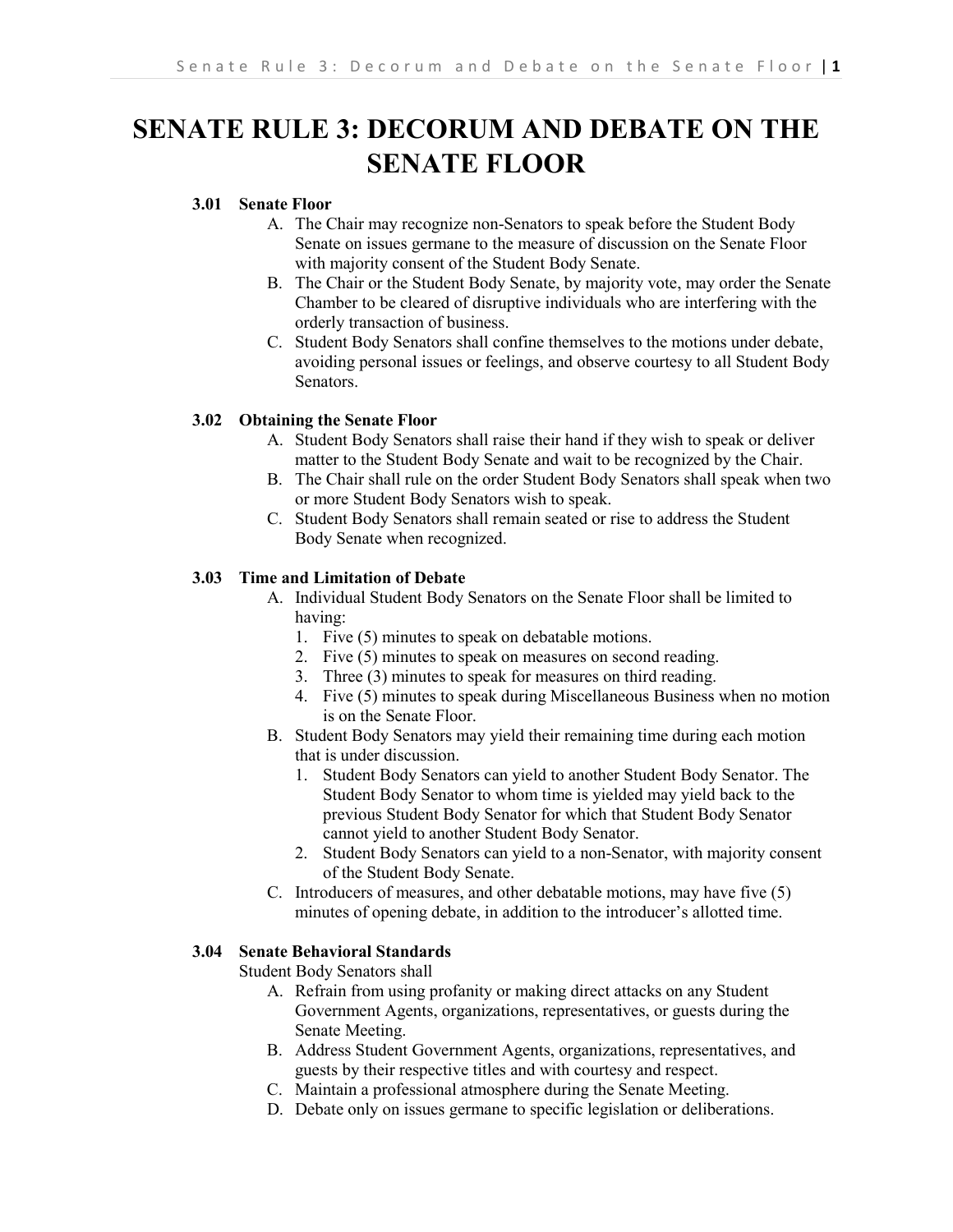# SENATE RULE 3: DECORUM AND DEBATE ON THE SENATE FLOOR

### 3.01 Senate Floor

A. The Chair may recognize non-Senators to speak before the Student Body Senate on issues germane to the measure of discussion on the Senate Floor with majority consent of the Student Body Senate.

B. The Chair or the Student Body Senate, by majority vote, may order the Senate Chamber to be cleared of disruptive individuals who are interfering with the orderly transaction of business.

C. Student Body Senators shall confine themselves to the motions under debate, avoiding personal issues or feelings, and observe courtesy to all Student Body Senators.

### 3.02 Obtaining the Senate Floor

A. Student Body Senators shall raise their hand if they wish to speak or deliver matter to the Student Body Senate and wait to be recognized by the Chair.

B. The Chair shall rule on the order Student Body Senators shall speak when two or more Student Body Senators wish to speak.

C. Student Body Senators shall remain seated or rise to address the Student Body Senate when recognized.

### 3.03 Time and Limitation of Debate

A. Individual Student Body Senators on the Senate Floor shall be limited to having:
   1. Five (5) minutes to speak on debatable motions.
   2. Five (5) minutes to speak on measures on second reading.
   3. Three (3) minutes to speak for measures on third reading.
   4. Five (5) minutes to speak during Miscellaneous Business when no motion is on the Senate Floor.

B. Student Body Senators may yield their remaining time during each motion that is under discussion.
   1. Student Body Senators can yield to another Student Body Senator. The Student Body Senator to whom time is yielded may yield back to the previous Student Body Senator for which that Student Body Senator cannot yield to another Student Body Senator.
   2. Student Body Senators can yield to a non-Senator, with majority consent of the Student Body Senate.

C. Introducers of measures, and other debatable motions, may have five (5) minutes of opening debate, in addition to the introducer's allotted time.

### 3.04 Senate Behavioral Standards

Student Body Senators shall

A. Refrain from using profanity or making direct attacks on any Student Government Agents, organizations, representatives, or guests during the Senate Meeting.

B. Address Student Government Agents, organizations, representatives, and guests by their respective titles and with courtesy and respect.

C. Maintain a professional atmosphere during the Senate Meeting.

D. Debate only on issues germane to specific legislation or deliberations.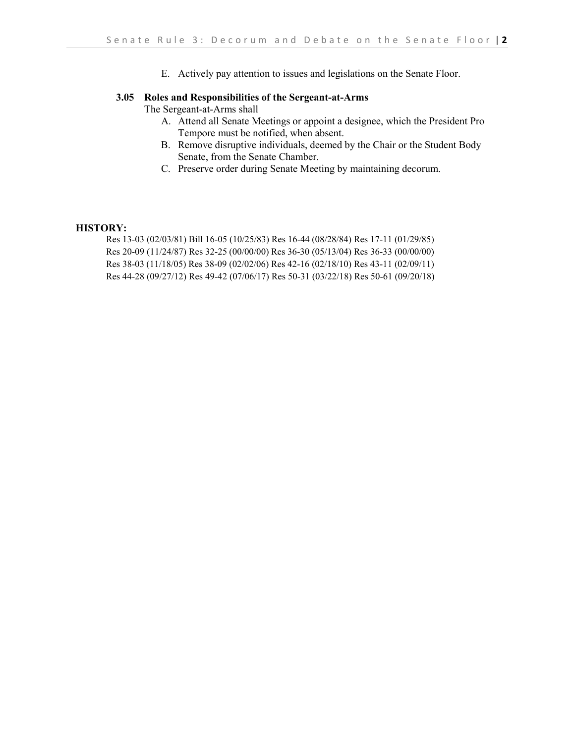E. Actively pay attention to issues and legislations on the Senate Floor.

**3.05 Roles and Responsibilities of the Sergeant-at-Arms**

The Sergeant-at-Arms shall

A. Attend all Senate Meetings or appoint a designee, which the President Pro Tempore must be notified, when absent.
B. Remove disruptive individuals, deemed by the Chair or the Student Body Senate, from the Senate Chamber.
C. Preserve order during Senate Meeting by maintaining decorum.

**HISTORY:**

Res 13-03 (02/03/81) Bill 16-05 (10/25/83) Res 16-44 (08/28/84) Res 17-11 (01/29/85) Res 20-09 (11/24/87) Res 32-25 (00/00/00) Res 36-30 (05/13/04) Res 36-33 (00/00/00) Res 38-03 (11/18/05) Res 38-09 (02/02/06) Res 42-16 (02/18/10) Res 43-11 (02/09/11) Res 44-28 (09/27/12) Res 49-42 (07/06/17) Res 50-31 (03/22/18) Res 50-61 (09/20/18)